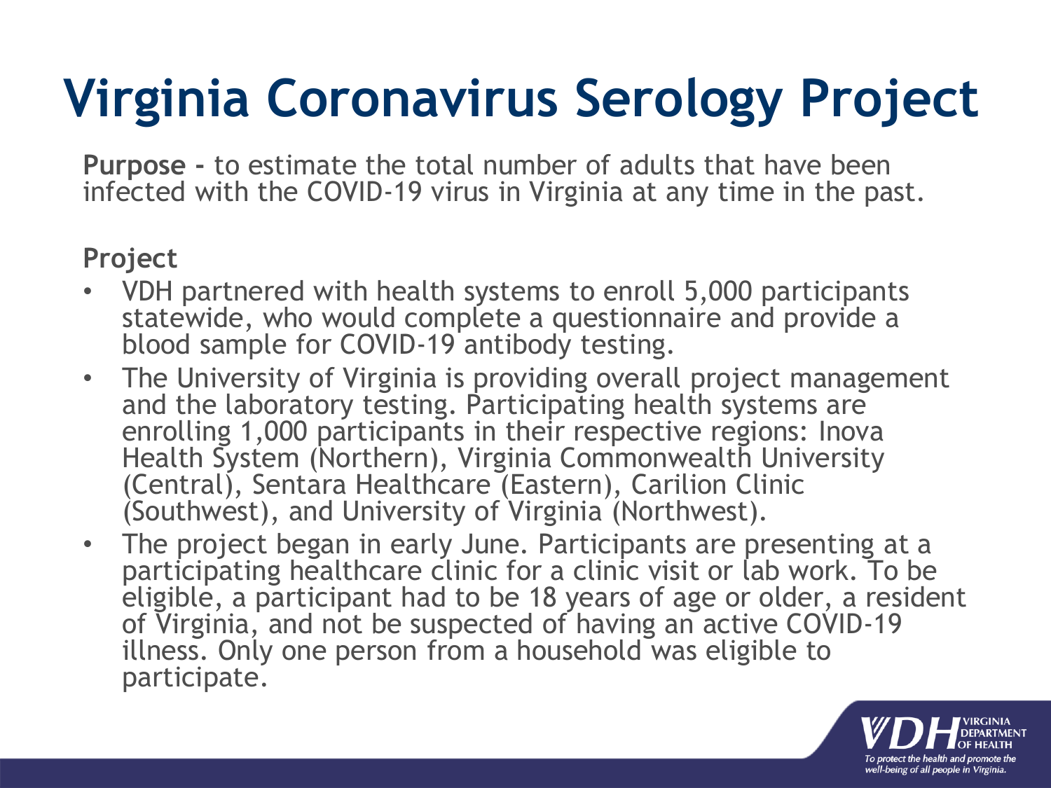# Virginia Coronavirus Serology Project

**Purpose -** to estimate the total number of adults that have been infected with the COVID-19 virus in Virginia at any time in the past.

**Project**

- VDH partnered with health systems to enroll 5,000 participants statewide, who would complete a questionnaire and provide a blood sample for COVID-19 antibody testing.
- The University of Virginia is providing overall project management and the laboratory testing. Participating health systems are enrolling 1,000 participants in their respective regions: Inova Health System (Northern), Virginia Commonwealth University (Central), Sentara Healthcare (Eastern), Carilion Clinic (Southwest), and University of Virginia (Northwest).
- The project began in early June. Participants are presenting at a participating healthcare clinic for a clinic visit or lab work. To be eligible, a participant had to be 18 years of age or older, a resident of Virginia, and not be suspected of having an active COVID-19 illness. Only one person from a household was eligible to participate.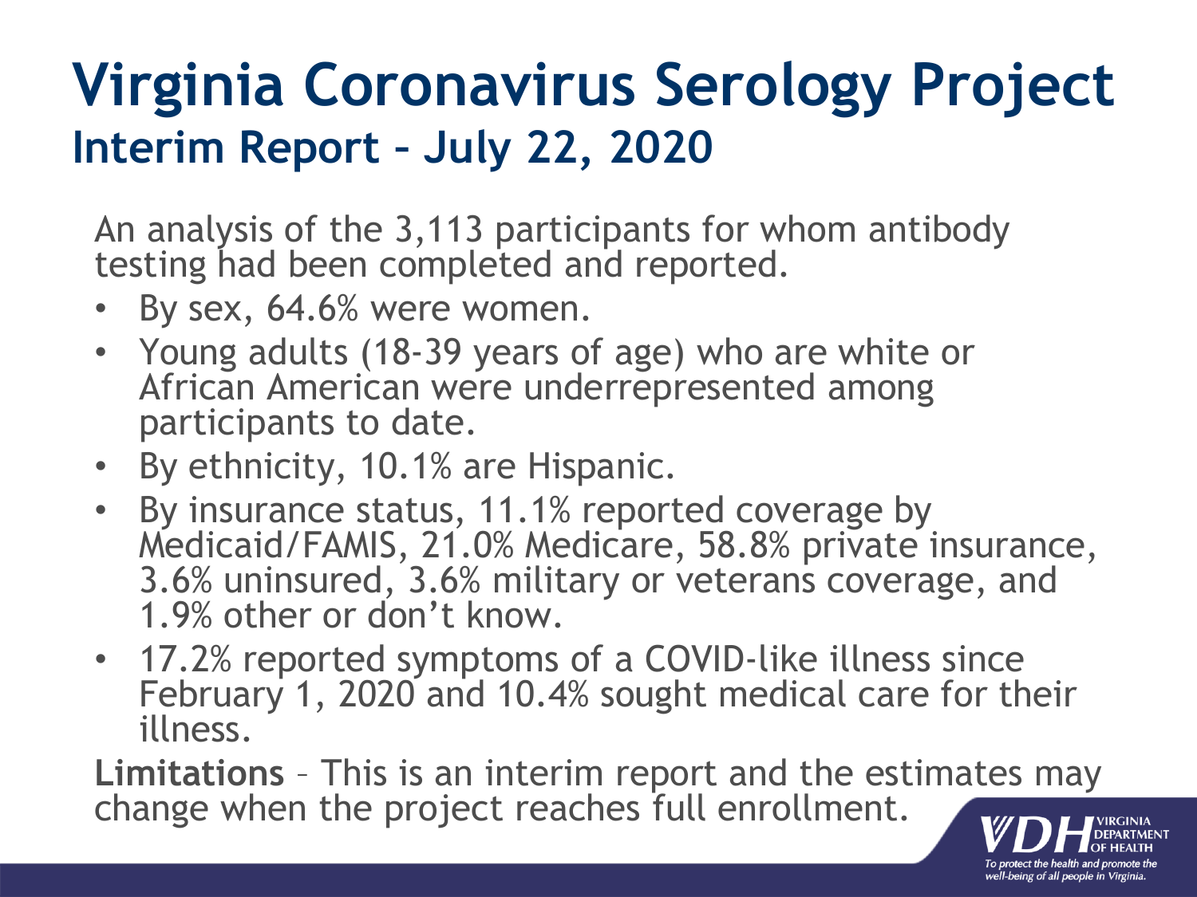# Virginia Coronavirus Serology Project

## Interim Report – July 22, 2020

An analysis of the 3,113 participants for whom antibody testing had been completed and reported.

- By sex, 64.6% were women.
- Young adults (18-39 years of age) who are white or African American were underrepresented among participants to date.
- By ethnicity, 10.1% are Hispanic.
- By insurance status, 11.1% reported coverage by Medicaid/FAMIS, 21.0% Medicare, 58.8% private insurance, 3.6% uninsured, 3.6% military or veterans coverage, and 1.9% other or don't know.
- 17.2% reported symptoms of a COVID-like illness since February 1, 2020 and 10.4% sought medical care for their illness.

**Limitations** – This is an interim report and the estimates may change when the project reaches full enrollment.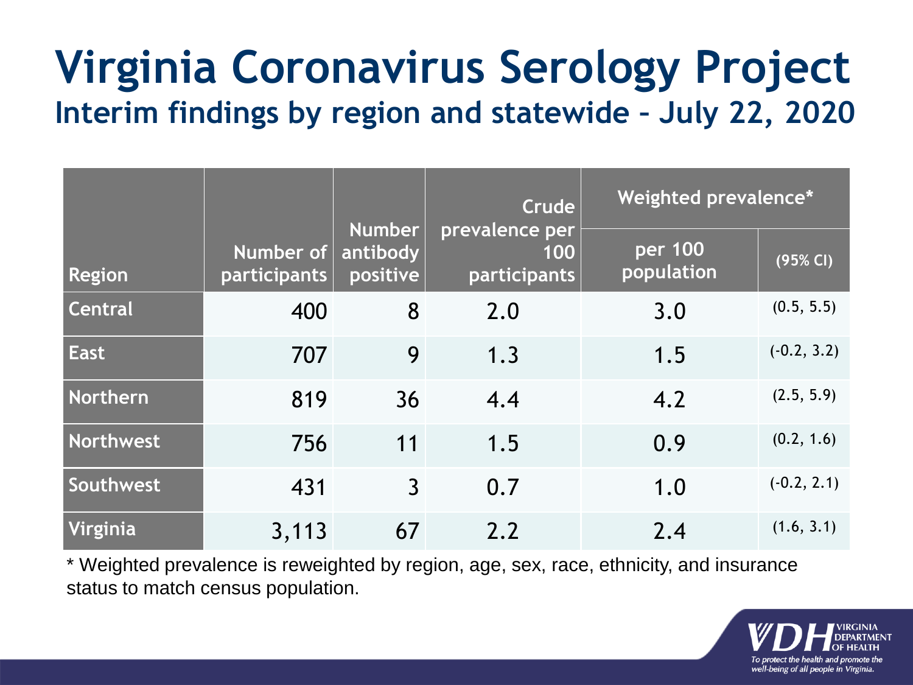# Virginia Coronavirus Serology Project

## Interim findings by region and statewide – July 22, 2020

| Region | Number of participants | Number antibody positive | Crude prevalence per 100 participants | Weighted prevalence* | |
|---|---|---|---|---|---|
| | | | | per 100 population | (95% CI) |
| Central | 400 | 8 | 2.0 | 3.0 | (0.5, 5.5) |
| East | 707 | 9 | 1.3 | 1.5 | (-0.2, 3.2) |
| Northern | 819 | 36 | 4.4 | 4.2 | (2.5, 5.9) |
| Northwest | 756 | 11 | 1.5 | 0.9 | (0.2, 1.6) |
| Southwest | 431 | 3 | 0.7 | 1.0 | (-0.2, 2.1) |
| Virginia | 3,113 | 67 | 2.2 | 2.4 | (1.6, 3.1) |

* Weighted prevalence is reweighted by region, age, sex, race, ethnicity, and insurance status to match census population.

VDH VIRGINIA DEPARTMENT OF HEALTH

*To protect the health and promote the well-being of all people in Virginia.*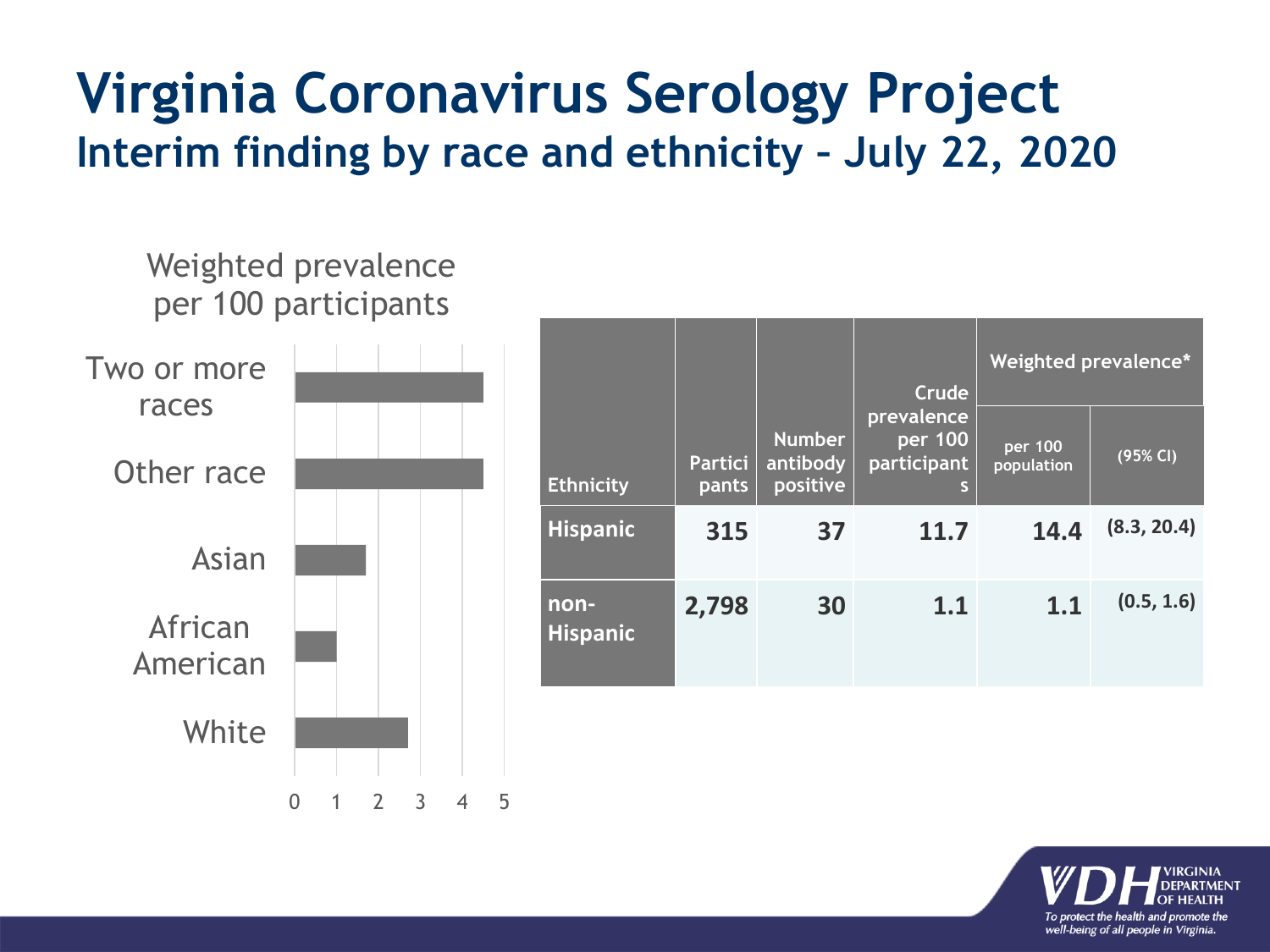# Virginia Coronavirus Serology Project

## Interim finding by race and ethnicity – July 22, 2020

Weighted prevalence per 100 participants

- Two or more races
- Other race
- Asian
- African American
- White

0 1 2 3 4 5

| Ethnicity | Participants | Number antibody positive | Crude prevalence per 100 participants | Weighted prevalence* | |
|---|---|---|---|---|---|
| | | | | per 100 population | (95% CI) |
| **Hispanic** | **315** | **37** | **11.7** | **14.4** | **(8.3, 20.4)** |
| **non-Hispanic** | **2,798** | **30** | **1.1** | **1.1** | **(0.5, 1.6)** |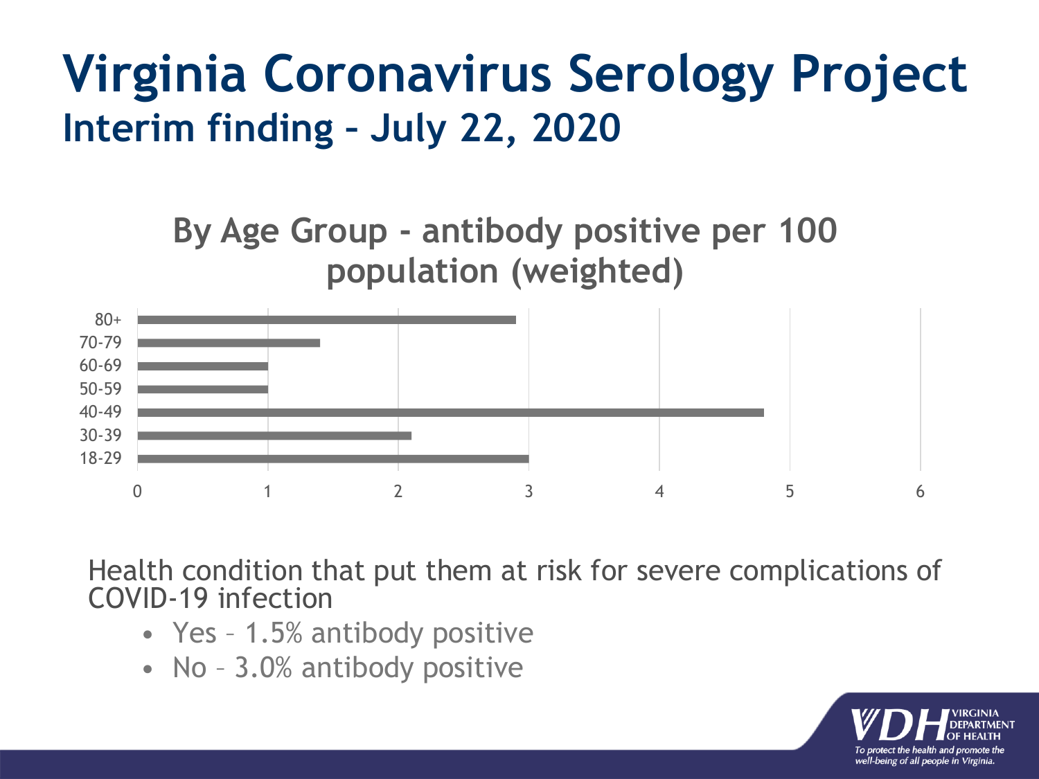# Virginia Coronavirus Serology Project

## Interim finding – July 22, 2020

### By Age Group - antibody positive per 100 population (weighted)

| Age Group | Antibody positive per 100 population (weighted, approx.) |
|---|---|
| 80+ | 2.9 |
| 70-79 | 1.4 |
| 60-69 | 1.0 |
| 50-59 | 1.0 |
| 40-49 | 4.8 |
| 30-39 | 2.1 |
| 18-29 | 3.0 |

Health condition that put them at risk for severe complications of COVID-19 infection

- Yes – 1.5% antibody positive
- No – 3.0% antibody positive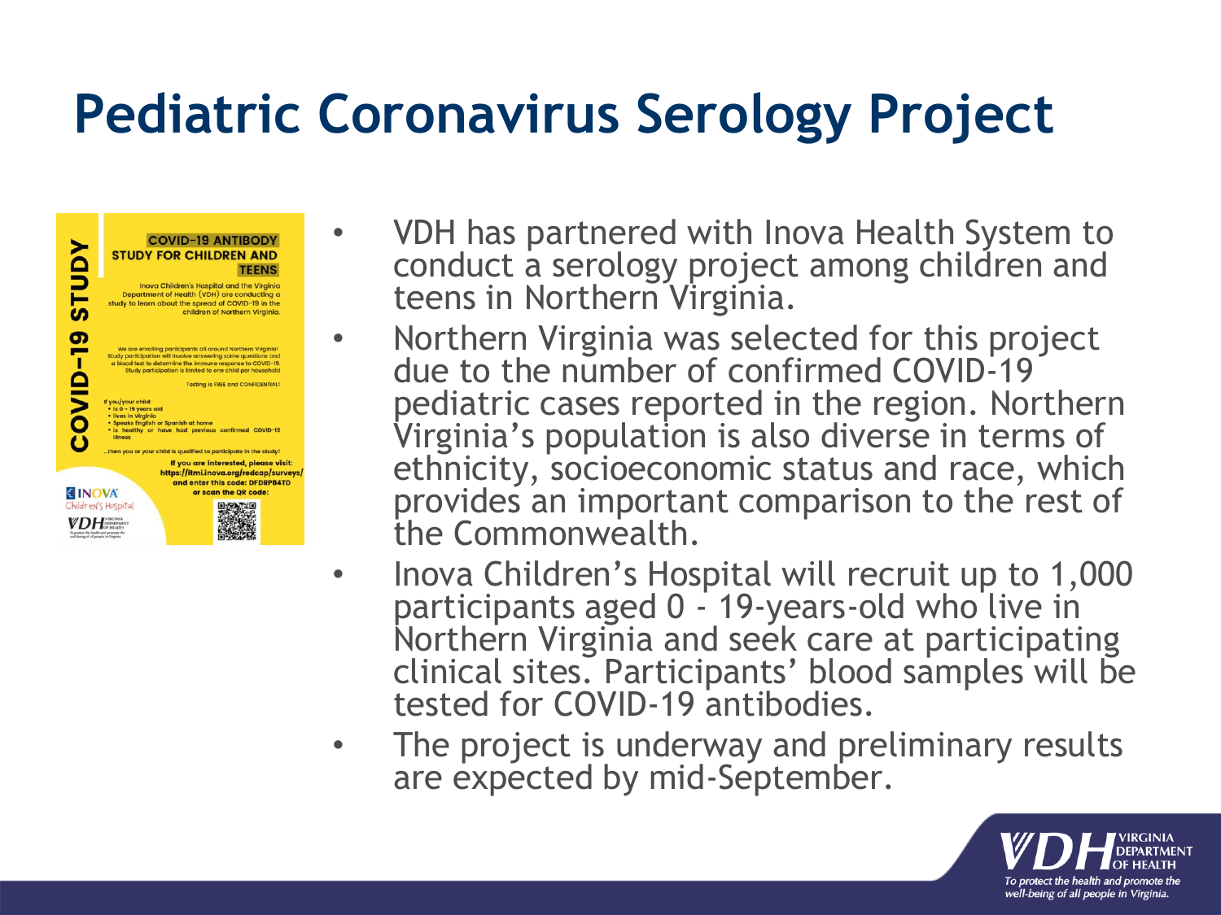# Pediatric Coronavirus Serology Project

**COVID-19 STUDY**

**COVID-19 ANTIBODY STUDY FOR CHILDREN AND TEENS**

Inova Children's Hospital and the Virginia Department of Health (VDH) are conducting a study to learn about the spread of COVID-19 in the children of Northern Virginia.

We are enrolling participants all around Northern Virginia! Study participation will involve answering some questions and a blood test to determine the immune response to COVID-19. Study participation is limited to one child per household.

Testing is FREE and CONFIDENTIAL!

If you/your child:
- Is 0 – 19 years old
- lives in Virginia
- Speaks English or Spanish at home
- Is healthy or have had previous confirmed COVID-19 illness

...then you or your child is qualified to participate in the study!

**If you are interested, please visit: https://itmi.inova.org/redcap/surveys/ and enter this code: DFDRP84TD or scan the QR code:**

INOVA Children's Hospital

VDH Virginia Department of Health

- VDH has partnered with Inova Health System to conduct a serology project among children and teens in Northern Virginia.
- Northern Virginia was selected for this project due to the number of confirmed COVID-19 pediatric cases reported in the region. Northern Virginia's population is also diverse in terms of ethnicity, socioeconomic status and race, which provides an important comparison to the rest of the Commonwealth.
- Inova Children's Hospital will recruit up to 1,000 participants aged 0 - 19-years-old who live in Northern Virginia and seek care at participating clinical sites. Participants' blood samples will be tested for COVID-19 antibodies.
- The project is underway and preliminary results are expected by mid-September.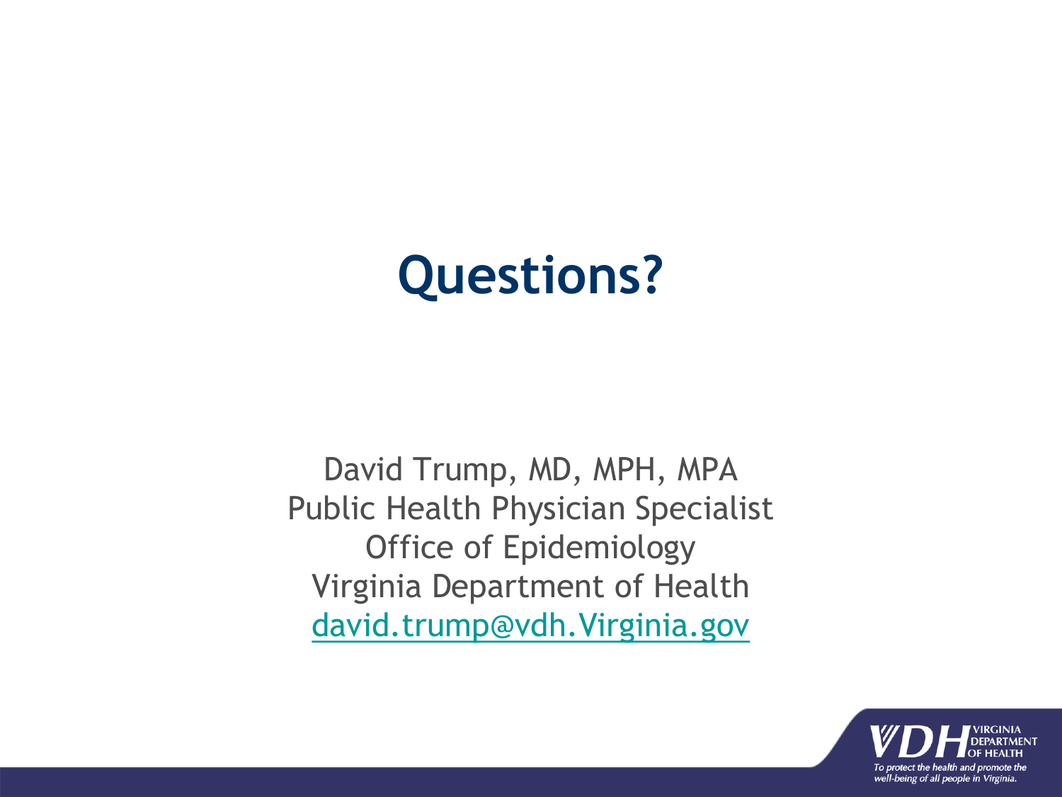# Questions?

David Trump, MD, MPH, MPA
Public Health Physician Specialist
Office of Epidemiology
Virginia Department of Health
david.trump@vdh.Virginia.gov

VDH VIRGINIA DEPARTMENT OF HEALTH
*To protect the health and promote the well-being of all people in Virginia.*